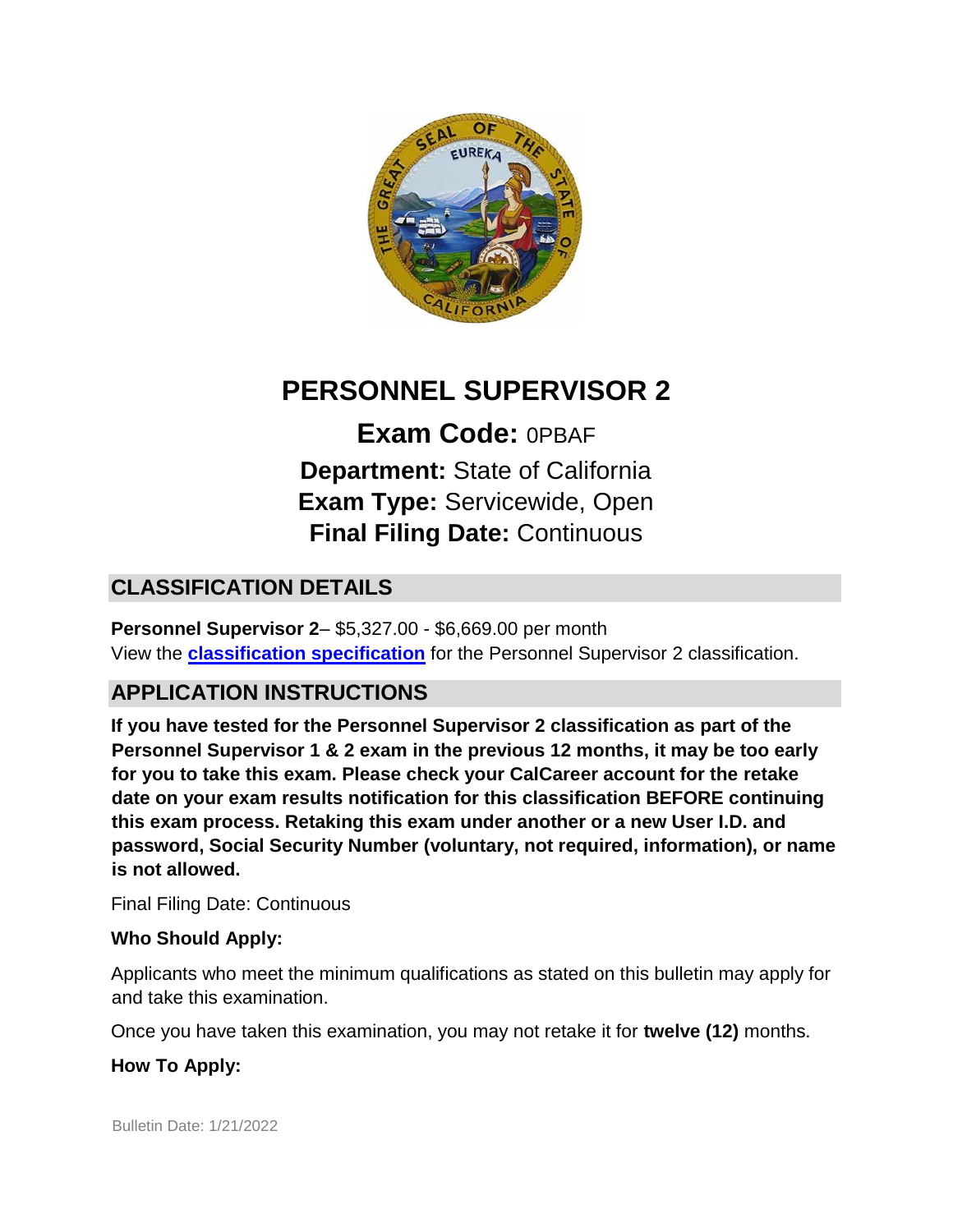# PERSONNEL SUPERVISOR 2

**Exam Code:** 0PBAF
**Department:** State of California
**Exam Type:** Servicewide, Open
**Final Filing Date:** Continuous

## CLASSIFICATION DETAILS

**Personnel Supervisor 2**– $5,327.00 - $6,669.00 per month
View the **classification specification** for the Personnel Supervisor 2 classification.

## APPLICATION INSTRUCTIONS

**If you have tested for the Personnel Supervisor 2 classification as part of the Personnel Supervisor 1 & 2 exam in the previous 12 months, it may be too early for you to take this exam. Please check your CalCareer account for the retake date on your exam results notification for this classification BEFORE continuing this exam process. Retaking this exam under another or a new User I.D. and password, Social Security Number (voluntary, not required, information), or name is not allowed.**

Final Filing Date: Continuous

**Who Should Apply:**

Applicants who meet the minimum qualifications as stated on this bulletin may apply for and take this examination.

Once you have taken this examination, you may not retake it for **twelve (12)** months.

**How To Apply:**

Bulletin Date: 1/21/2022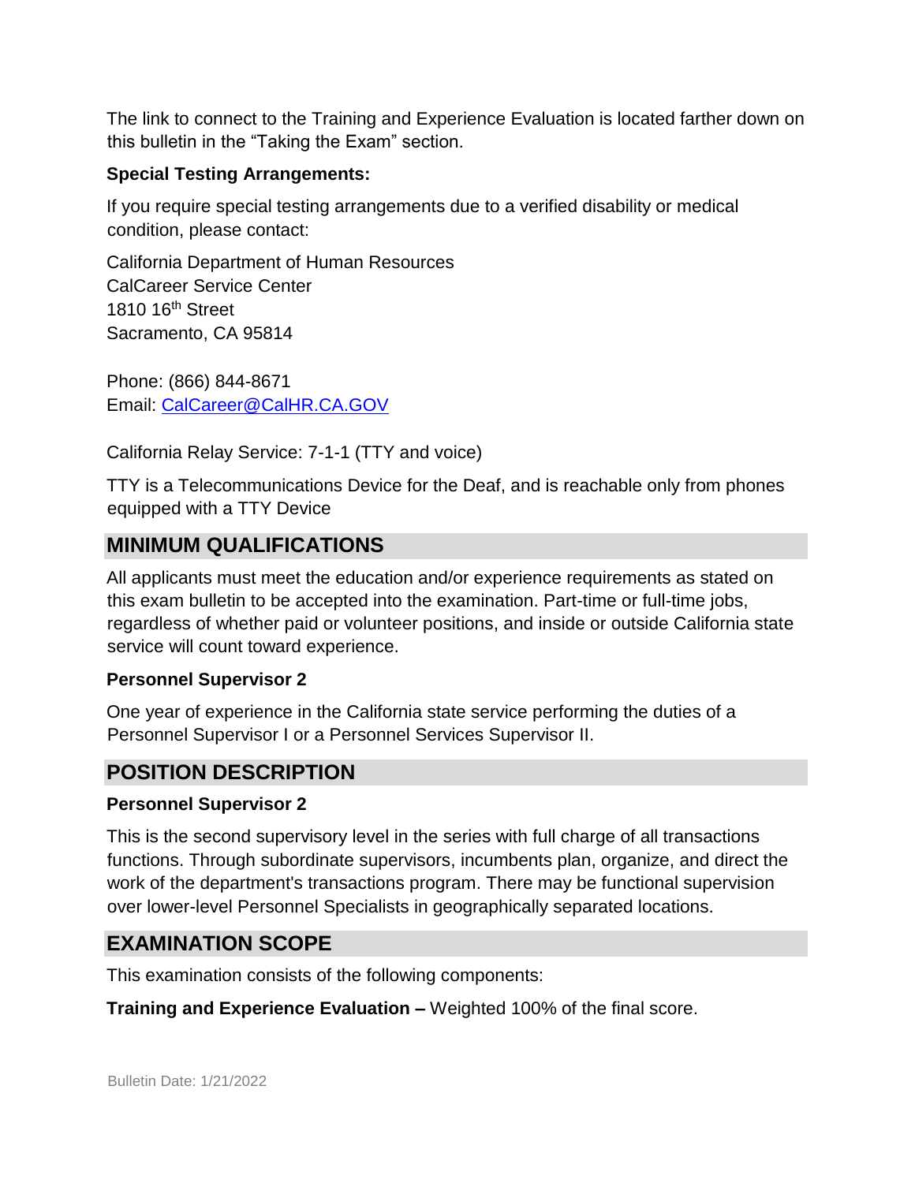The link to connect to the Training and Experience Evaluation is located farther down on this bulletin in the "Taking the Exam" section.

**Special Testing Arrangements:**

If you require special testing arrangements due to a verified disability or medical condition, please contact:

California Department of Human Resources
CalCareer Service Center
1810 16th Street
Sacramento, CA 95814

Phone: (866) 844-8671
Email: CalCareer@CalHR.CA.GOV

California Relay Service: 7-1-1 (TTY and voice)

TTY is a Telecommunications Device for the Deaf, and is reachable only from phones equipped with a TTY Device

## MINIMUM QUALIFICATIONS

All applicants must meet the education and/or experience requirements as stated on this exam bulletin to be accepted into the examination. Part-time or full-time jobs, regardless of whether paid or volunteer positions, and inside or outside California state service will count toward experience.

**Personnel Supervisor 2**

One year of experience in the California state service performing the duties of a Personnel Supervisor I or a Personnel Services Supervisor II.

## POSITION DESCRIPTION

**Personnel Supervisor 2**

This is the second supervisory level in the series with full charge of all transactions functions. Through subordinate supervisors, incumbents plan, organize, and direct the work of the department's transactions program. There may be functional supervision over lower-level Personnel Specialists in geographically separated locations.

## EXAMINATION SCOPE

This examination consists of the following components:

**Training and Experience Evaluation –** Weighted 100% of the final score.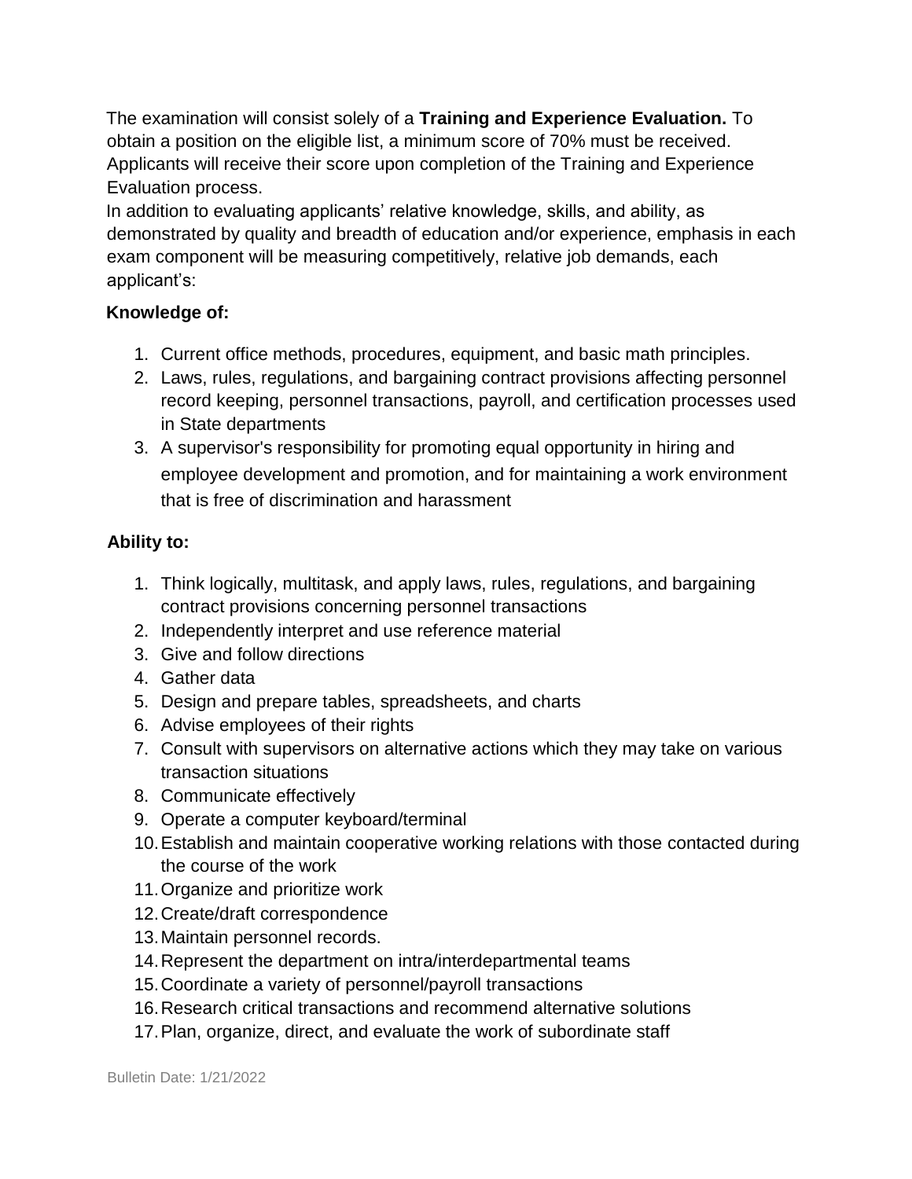The examination will consist solely of a **Training and Experience Evaluation.** To obtain a position on the eligible list, a minimum score of 70% must be received. Applicants will receive their score upon completion of the Training and Experience Evaluation process.

In addition to evaluating applicants' relative knowledge, skills, and ability, as demonstrated by quality and breadth of education and/or experience, emphasis in each exam component will be measuring competitively, relative job demands, each applicant's:

**Knowledge of:**

1. Current office methods, procedures, equipment, and basic math principles.
2. Laws, rules, regulations, and bargaining contract provisions affecting personnel record keeping, personnel transactions, payroll, and certification processes used in State departments
3. A supervisor's responsibility for promoting equal opportunity in hiring and employee development and promotion, and for maintaining a work environment that is free of discrimination and harassment

**Ability to:**

1. Think logically, multitask, and apply laws, rules, regulations, and bargaining contract provisions concerning personnel transactions
2. Independently interpret and use reference material
3. Give and follow directions
4. Gather data
5. Design and prepare tables, spreadsheets, and charts
6. Advise employees of their rights
7. Consult with supervisors on alternative actions which they may take on various transaction situations
8. Communicate effectively
9. Operate a computer keyboard/terminal
10. Establish and maintain cooperative working relations with those contacted during the course of the work
11. Organize and prioritize work
12. Create/draft correspondence
13. Maintain personnel records.
14. Represent the department on intra/interdepartmental teams
15. Coordinate a variety of personnel/payroll transactions
16. Research critical transactions and recommend alternative solutions
17. Plan, organize, direct, and evaluate the work of subordinate staff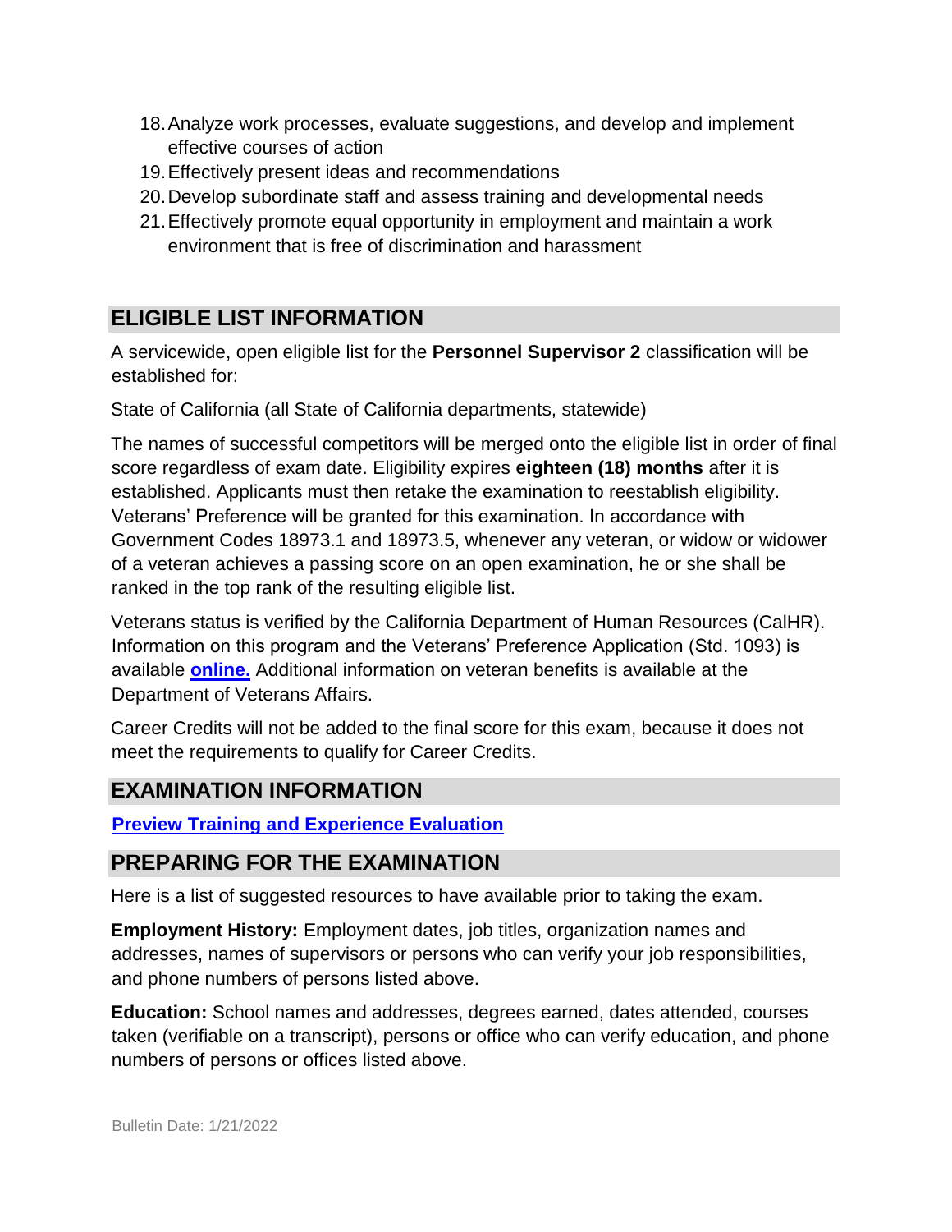18. Analyze work processes, evaluate suggestions, and develop and implement effective courses of action
19. Effectively present ideas and recommendations
20. Develop subordinate staff and assess training and developmental needs
21. Effectively promote equal opportunity in employment and maintain a work environment that is free of discrimination and harassment

## ELIGIBLE LIST INFORMATION

A servicewide, open eligible list for the **Personnel Supervisor 2** classification will be established for:

State of California (all State of California departments, statewide)

The names of successful competitors will be merged onto the eligible list in order of final score regardless of exam date. Eligibility expires **eighteen (18) months** after it is established. Applicants must then retake the examination to reestablish eligibility. Veterans' Preference will be granted for this examination. In accordance with Government Codes 18973.1 and 18973.5, whenever any veteran, or widow or widower of a veteran achieves a passing score on an open examination, he or she shall be ranked in the top rank of the resulting eligible list.

Veterans status is verified by the California Department of Human Resources (CalHR). Information on this program and the Veterans' Preference Application (Std. 1093) is available **online.** Additional information on veteran benefits is available at the Department of Veterans Affairs.

Career Credits will not be added to the final score for this exam, because it does not meet the requirements to qualify for Career Credits.

## EXAMINATION INFORMATION

**Preview Training and Experience Evaluation**

## PREPARING FOR THE EXAMINATION

Here is a list of suggested resources to have available prior to taking the exam.

**Employment History:** Employment dates, job titles, organization names and addresses, names of supervisors or persons who can verify your job responsibilities, and phone numbers of persons listed above.

**Education:** School names and addresses, degrees earned, dates attended, courses taken (verifiable on a transcript), persons or office who can verify education, and phone numbers of persons or offices listed above.

Bulletin Date: 1/21/2022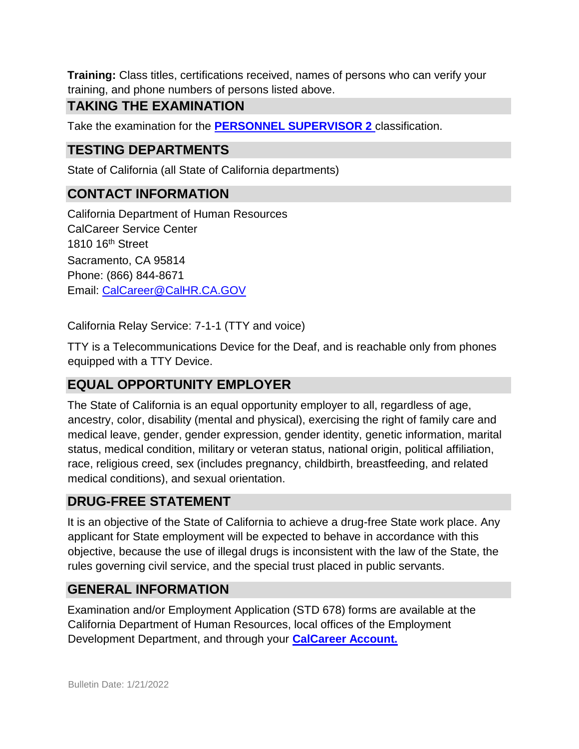**Training:** Class titles, certifications received, names of persons who can verify your training, and phone numbers of persons listed above.

## TAKING THE EXAMINATION

Take the examination for the **PERSONNEL SUPERVISOR 2** classification.

## TESTING DEPARTMENTS

State of California (all State of California departments)

## CONTACT INFORMATION

California Department of Human Resources
CalCareer Service Center
1810 16th Street
Sacramento, CA 95814
Phone: (866) 844-8671
Email: CalCareer@CalHR.CA.GOV

California Relay Service: 7-1-1 (TTY and voice)

TTY is a Telecommunications Device for the Deaf, and is reachable only from phones equipped with a TTY Device.

## EQUAL OPPORTUNITY EMPLOYER

The State of California is an equal opportunity employer to all, regardless of age, ancestry, color, disability (mental and physical), exercising the right of family care and medical leave, gender, gender expression, gender identity, genetic information, marital status, medical condition, military or veteran status, national origin, political affiliation, race, religious creed, sex (includes pregnancy, childbirth, breastfeeding, and related medical conditions), and sexual orientation.

## DRUG-FREE STATEMENT

It is an objective of the State of California to achieve a drug-free State work place. Any applicant for State employment will be expected to behave in accordance with this objective, because the use of illegal drugs is inconsistent with the law of the State, the rules governing civil service, and the special trust placed in public servants.

## GENERAL INFORMATION

Examination and/or Employment Application (STD 678) forms are available at the California Department of Human Resources, local offices of the Employment Development Department, and through your **CalCareer Account.**

Bulletin Date: 1/21/2022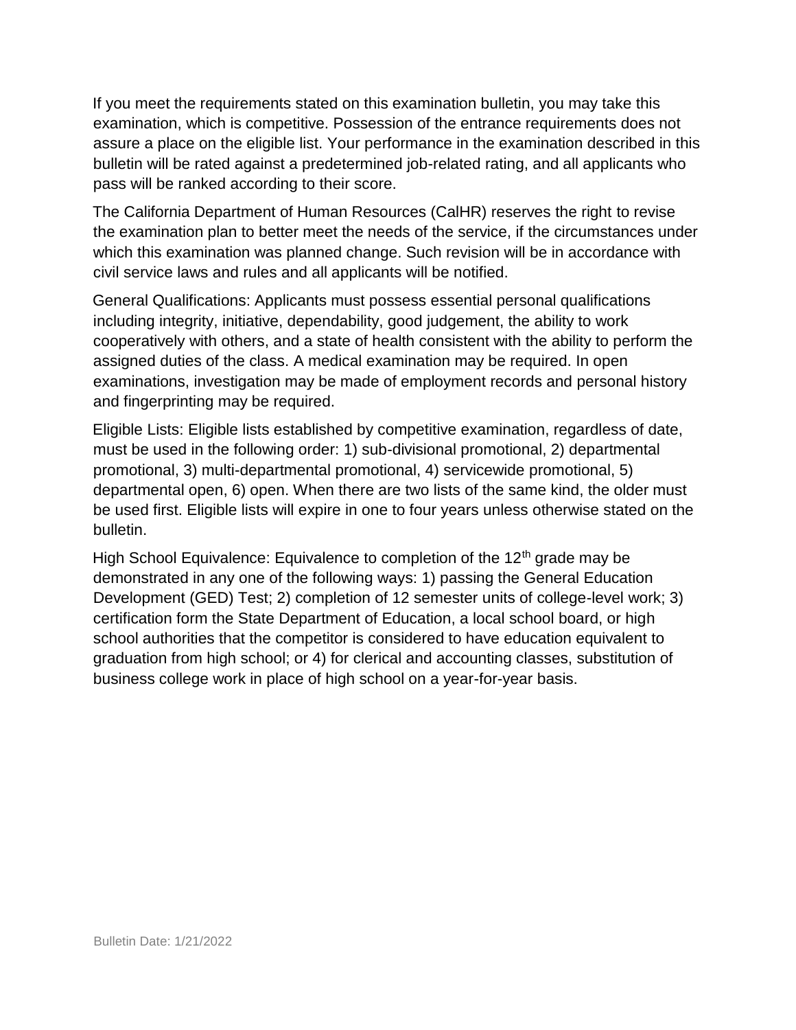If you meet the requirements stated on this examination bulletin, you may take this examination, which is competitive. Possession of the entrance requirements does not assure a place on the eligible list. Your performance in the examination described in this bulletin will be rated against a predetermined job-related rating, and all applicants who pass will be ranked according to their score.

The California Department of Human Resources (CalHR) reserves the right to revise the examination plan to better meet the needs of the service, if the circumstances under which this examination was planned change. Such revision will be in accordance with civil service laws and rules and all applicants will be notified.

General Qualifications: Applicants must possess essential personal qualifications including integrity, initiative, dependability, good judgement, the ability to work cooperatively with others, and a state of health consistent with the ability to perform the assigned duties of the class. A medical examination may be required. In open examinations, investigation may be made of employment records and personal history and fingerprinting may be required.

Eligible Lists: Eligible lists established by competitive examination, regardless of date, must be used in the following order: 1) sub-divisional promotional, 2) departmental promotional, 3) multi-departmental promotional, 4) servicewide promotional, 5) departmental open, 6) open. When there are two lists of the same kind, the older must be used first. Eligible lists will expire in one to four years unless otherwise stated on the bulletin.

High School Equivalence: Equivalence to completion of the 12th grade may be demonstrated in any one of the following ways: 1) passing the General Education Development (GED) Test; 2) completion of 12 semester units of college-level work; 3) certification form the State Department of Education, a local school board, or high school authorities that the competitor is considered to have education equivalent to graduation from high school; or 4) for clerical and accounting classes, substitution of business college work in place of high school on a year-for-year basis.

Bulletin Date: 1/21/2022